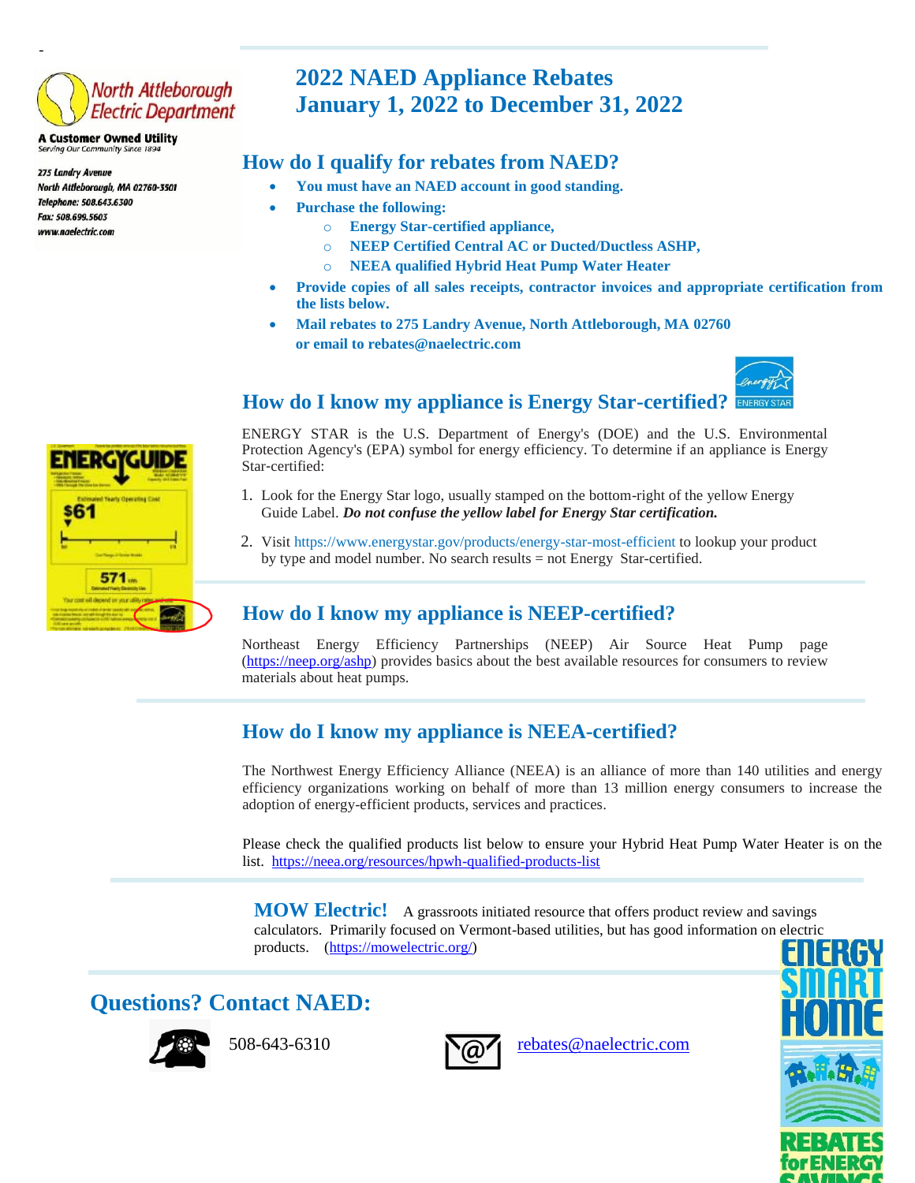North Attleborough Electric Department

A Customer Owned Utility
Serving Our Community Since 1894

275 Landry Avenue
North Attleborough, MA 02760-3501
Telephone: 508.643.6300
Fax: 508.699.5603
www.naelectric.com

# 2022 NAED Appliance Rebates
# January 1, 2022 to December 31, 2022

## How do I qualify for rebates from NAED?

- **You must have an NAED account in good standing.**
- **Purchase the following:**
  - **Energy Star-certified appliance,**
  - **NEEP Certified Central AC or Ducted/Ductless ASHP,**
  - **NEEA qualified Hybrid Heat Pump Water Heater**
- **Provide copies of all sales receipts, contractor invoices and appropriate certification from the lists below.**
- **Mail rebates to 275 Landry Avenue, North Attleborough, MA 02760 or email to rebates@naelectric.com**

## How do I know my appliance is Energy Star-certified?

ENERGY STAR is the U.S. Department of Energy's (DOE) and the U.S. Environmental Protection Agency's (EPA) symbol for energy efficiency. To determine if an appliance is Energy Star-certified:

1. Look for the Energy Star logo, usually stamped on the bottom-right of the yellow Energy Guide Label. ***Do not confuse the yellow label for Energy Star certification.***
2. Visit https://www.energystar.gov/products/energy-star-most-efficient to lookup your product by type and model number. No search results = not Energy Star-certified.

## How do I know my appliance is NEEP-certified?

Northeast Energy Efficiency Partnerships (NEEP) Air Source Heat Pump page (https://neep.org/ashp) provides basics about the best available resources for consumers to review materials about heat pumps.

## How do I know my appliance is NEEA-certified?

The Northwest Energy Efficiency Alliance (NEEA) is an alliance of more than 140 utilities and energy efficiency organizations working on behalf of more than 13 million energy consumers to increase the adoption of energy-efficient products, services and practices.

Please check the qualified products list below to ensure your Hybrid Heat Pump Water Heater is on the list. https://neea.org/resources/hpwh-qualified-products-list

**MOW Electric!** A grassroots initiated resource that offers product review and savings calculators. Primarily focused on Vermont-based utilities, but has good information on electric products. (https://mowelectric.org/)

## Questions? Contact NAED:

508-643-6310

rebates@naelectric.com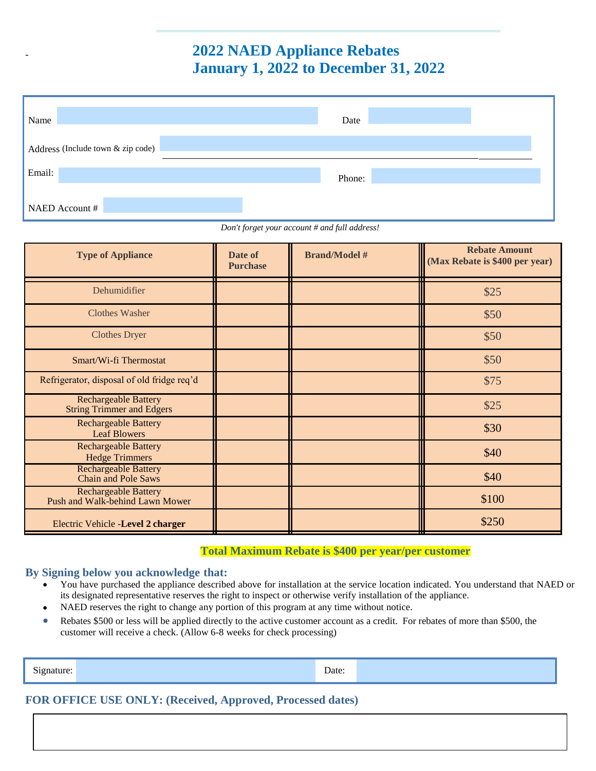# 2022 NAED Appliance Rebates
# January 1, 2022 to December 31, 2022

| | | | |
|---|---|---|---|
| Name | | Date | |
| Address (Include town & zip code) | | | |
| Email: | | Phone: | |
| NAED Account # | | | |

*Don't forget your account # and full address!*

| Type of Appliance | Date of Purchase | Brand/Model # | Rebate Amount (Max Rebate is $400 per year) |
|---|---|---|---|
| Dehumidifier | | | $25 |
| Clothes Washer | | | $50 |
| Clothes Dryer | | | $50 |
| Smart/Wi-fi Thermostat | | | $50 |
| Refrigerator, disposal of old fridge req'd | | | $75 |
| Rechargeable Battery String Trimmer and Edgers | | | $25 |
| Rechargeable Battery Leaf Blowers | | | $30 |
| Rechargeable Battery Hedge Trimmers | | | $40 |
| Rechargeable Battery Chain and Pole Saws | | | $40 |
| Rechargeable Battery Push and Walk-behind Lawn Mower | | | $100 |
| Electric Vehicle -**Level 2 charger** | | | $250 |

**Total Maximum Rebate is $400 per year/per customer**

## By Signing below you acknowledge that:

- You have purchased the appliance described above for installation at the service location indicated. You understand that NAED or its designated representative reserves the right to inspect or otherwise verify installation of the appliance.
- NAED reserves the right to change any portion of this program at any time without notice.
- Rebates $500 or less will be applied directly to the active customer account as a credit. For rebates of more than $500, the customer will receive a check. (Allow 6-8 weeks for check processing)

| | | | |
|---|---|---|---|
| Signature: | | Date: | |

## FOR OFFICE USE ONLY: (Received, Approved, Processed dates)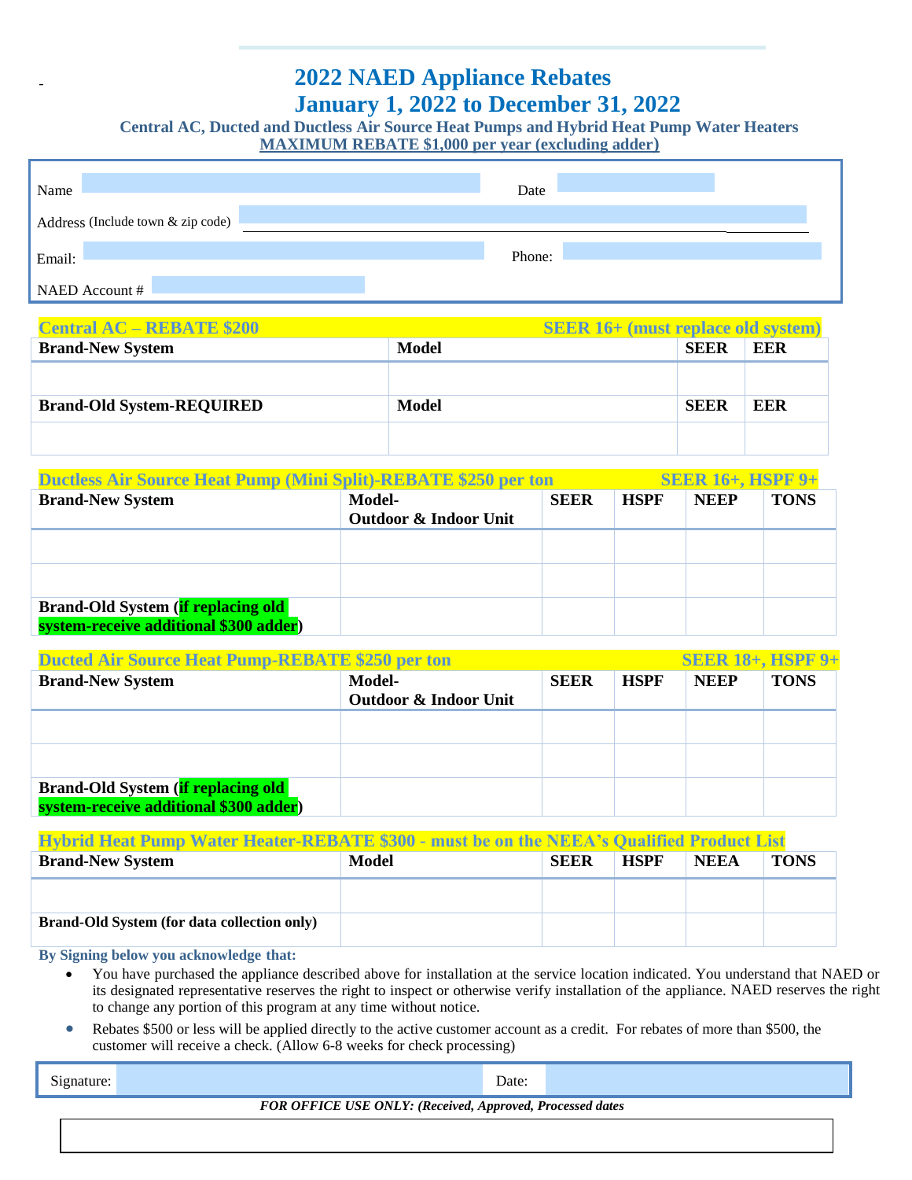# 2022 NAED Appliance Rebates
# January 1, 2022 to December 31, 2022

**Central AC, Ducted and Ductless Air Source Heat Pumps and Hybrid Heat Pump Water Heaters**

**MAXIMUM REBATE $1,000 per year (excluding adder)**

Name: Date:

Address (Include town & zip code):

Email: Phone:

NAED Account #

**Central AC – REBATE $200** — **SEER 16+ (must replace old system)**

| Brand-New System | Model | SEER | EER |
|---|---|---|---|
| | | | |
| **Brand-Old System-REQUIRED** | **Model** | **SEER** | **EER** |
| | | | |

**Ductless Air Source Heat Pump (Mini Split)-REBATE $250 per ton** — **SEER 16+, HSPF 9+**

| Brand-New System | Model- Outdoor & Indoor Unit | SEER | HSPF | NEEP | TONS |
|---|---|---|---|---|---|
| | | | | | |
| | | | | | |
| **Brand-Old System (if replacing old system-receive additional $300 adder)** | | | | | |

**Ducted Air Source Heat Pump-REBATE $250 per ton** — **SEER 18+, HSPF 9+**

| Brand-New System | Model- Outdoor & Indoor Unit | SEER | HSPF | NEEP | TONS |
|---|---|---|---|---|---|
| | | | | | |
| | | | | | |
| **Brand-Old System (if replacing old system-receive additional $300 adder)** | | | | | |

**Hybrid Heat Pump Water Heater-REBATE $300 - must be on the NEEA's Qualified Product List**

| Brand-New System | Model | SEER | HSPF | NEEA | TONS |
|---|---|---|---|---|---|
| | | | | | |
| **Brand-Old System (for data collection only)** | | | | | |

**By Signing below you acknowledge that:**

- You have purchased the appliance described above for installation at the service location indicated. You understand that NAED or its designated representative reserves the right to inspect or otherwise verify installation of the appliance. NAED reserves the right to change any portion of this program at any time without notice.
- Rebates $500 or less will be applied directly to the active customer account as a credit. For rebates of more than $500, the customer will receive a check. (Allow 6-8 weeks for check processing)

Signature: Date:

***FOR OFFICE USE ONLY: (Received, Approved, Processed dates***